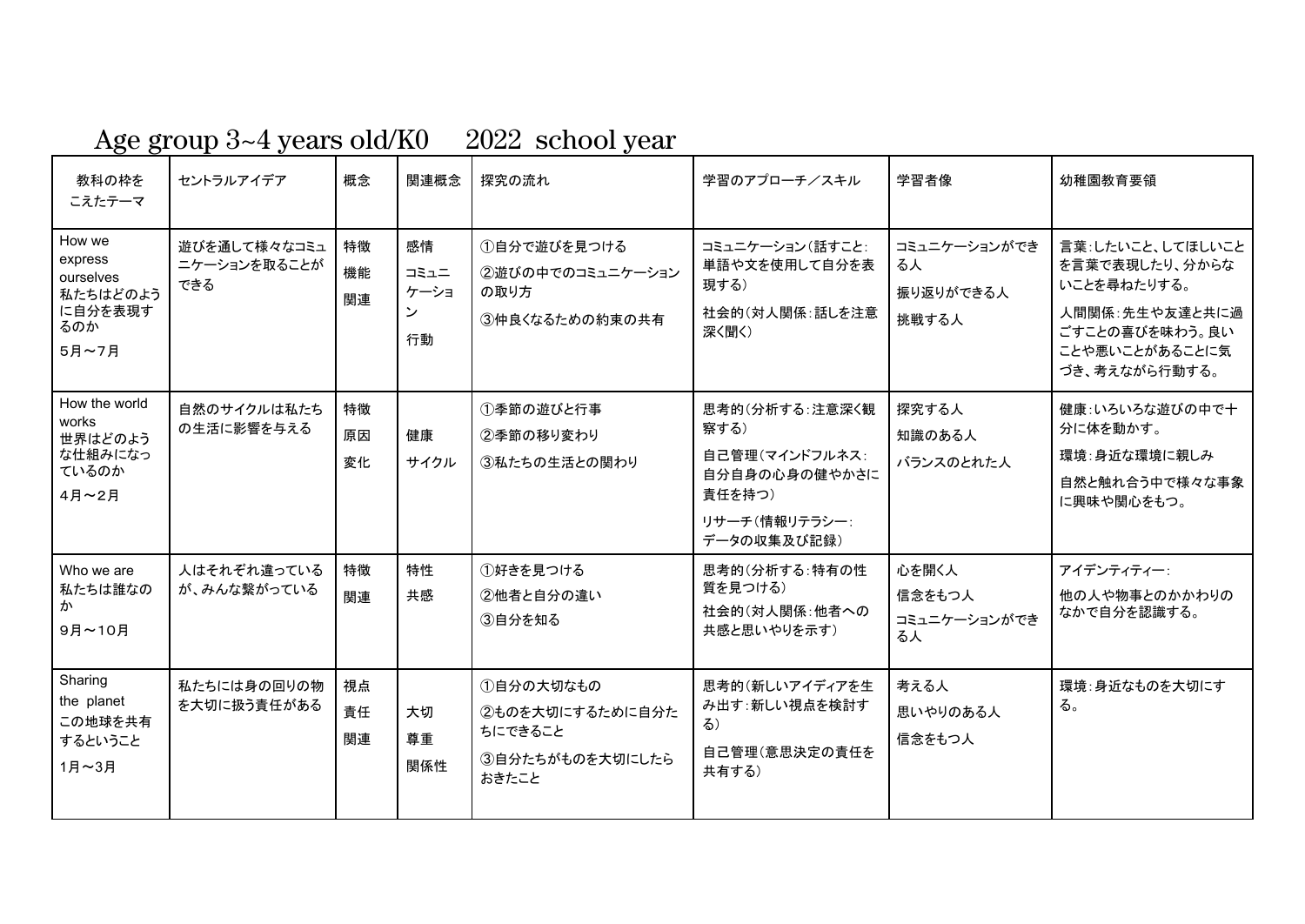# Age group 3~4 years old/K0　2022 school year

| 教科の枠をこえたテーマ | セントラルアイデア | 概念 | 関連概念 | 探究の流れ | 学習のアプローチ／スキル | 学習者像 | 幼稚園教育要領 |
|---|---|---|---|---|---|---|---|
| How we express ourselves 私たちはどのように自分を表現するのか 5月～7月 | 遊びを通して様々なコミュニケーションを取ることができる | 特徴 機能 関連 | 感情 コミュニケーション 行動 | ①自分で遊びを見つける ②遊びの中でのコミュニケーションの取り方 ③仲良くなるための約束の共有 | コミュニケーション（話すこと：単語や文を使用して自分を表現する） 社会的（対人関係：話しを注意深く聞く） | コミュニケーションができる人 振り返りができる人 挑戦する人 | 言葉：したいこと、してほしいことを言葉で表現したり、分からないことを尋ねたりする。 人間関係：先生や友達と共に過ごすことの喜びを味わう。良いことや悪いことがあることに気づき、考えながら行動する。 |
| How the world works 世界はどのような仕組みになっているのか 4月～2月 | 自然のサイクルは私たちの生活に影響を与える | 特徴 原因 変化 | 健康 サイクル | ①季節の遊びと行事 ②季節の移り変わり ③私たちの生活との関わり | 思考的（分析する：注意深く観察する） 自己管理（マインドフルネス：自分自身の心身の健やかさに責任を持つ） リサーチ（情報リテラシー：データの収集及び記録） | 探究する人 知識のある人 バランスのとれた人 | 健康：いろいろな遊びの中で十分に体を動かす。 環境：身近な環境に親しみ 自然と触れ合う中で様々な事象に興味や関心をもつ。 |
| Who we are 私たちは誰なのか 9月～10月 | 人はそれぞれ違っているが、みんな繋がっている | 特徴 関連 | 特性 共感 | ①好きを見つける ②他者と自分の違い ③自分を知る | 思考的（分析する：特有の性質を見つける） 社会的（対人関係：他者への共感と思いやりを示す） | 心を開く人 信念をもつ人 コミュニケーションができる人 | アイデンティティー：他の人や物事とのかかわりのなかで自分を認識する。 |
| Sharing the planet この地球を共有するということ 1月～3月 | 私たちには身の回りの物を大切に扱う責任がある | 視点 責任 関連 | 大切 尊重 関係性 | ①自分の大切なもの ②ものを大切にするために自分たちにできること ③自分たちがものを大切にしたらおきたこと | 思考的（新しいアイディアを生み出す：新しい視点を検討する） 自己管理（意思決定の責任を共有する） | 考える人 思いやりのある人 信念をもつ人 | 環境：身近なものを大切にする。 |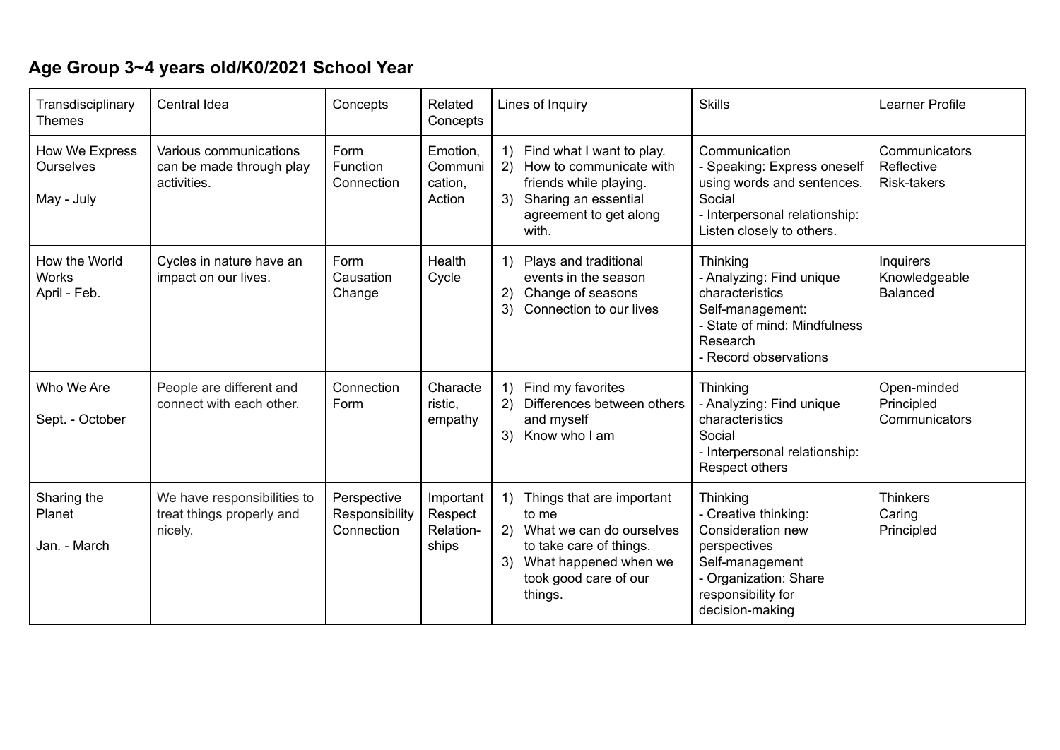## Age Group 3~4 years old/K0/2021 School Year

| Transdisciplinary Themes | Central Idea | Concepts | Related Concepts | Lines of Inquiry | Skills | Learner Profile |
|---|---|---|---|---|---|---|
| How We Express Ourselves<br><br>May - July | Various communications can be made through play activities. | Form<br>Function<br>Connection | Emotion, Communication, Action | 1) Find what I want to play.<br>2) How to communicate with friends while playing.<br>3) Sharing an essential agreement to get along with. | Communication<br>- Speaking: Express oneself using words and sentences.<br>Social<br>- Interpersonal relationship: Listen closely to others. | Communicators<br>Reflective<br>Risk-takers |
| How the World Works<br>April - Feb. | Cycles in nature have an impact on our lives. | Form<br>Causation<br>Change | Health<br>Cycle | 1) Plays and traditional events in the season<br>2) Change of seasons<br>3) Connection to our lives | Thinking<br>- Analyzing: Find unique characteristics<br>Self-management:<br>- State of mind: Mindfulness<br>Research<br>- Record observations | Inquirers<br>Knowledgeable<br>Balanced |
| Who We Are<br><br>Sept. - October | People are different and connect with each other. | Connection<br>Form | Characteristic, empathy | 1) Find my favorites<br>2) Differences between others and myself<br>3) Know who I am | Thinking<br>- Analyzing: Find unique characteristics<br>Social<br>- Interpersonal relationship: Respect others | Open-minded<br>Principled<br>Communicators |
| Sharing the Planet<br><br>Jan. - March | We have responsibilities to treat things properly and nicely. | Perspective<br>Responsibility<br>Connection | Important<br>Respect<br>Relation-ships | 1) Things that are important to me<br>2) What we can do ourselves to take care of things.<br>3) What happened when we took good care of our things. | Thinking<br>- Creative thinking: Consideration new perspectives<br>Self-management<br>- Organization: Share responsibility for decision-making | Thinkers<br>Caring<br>Principled |